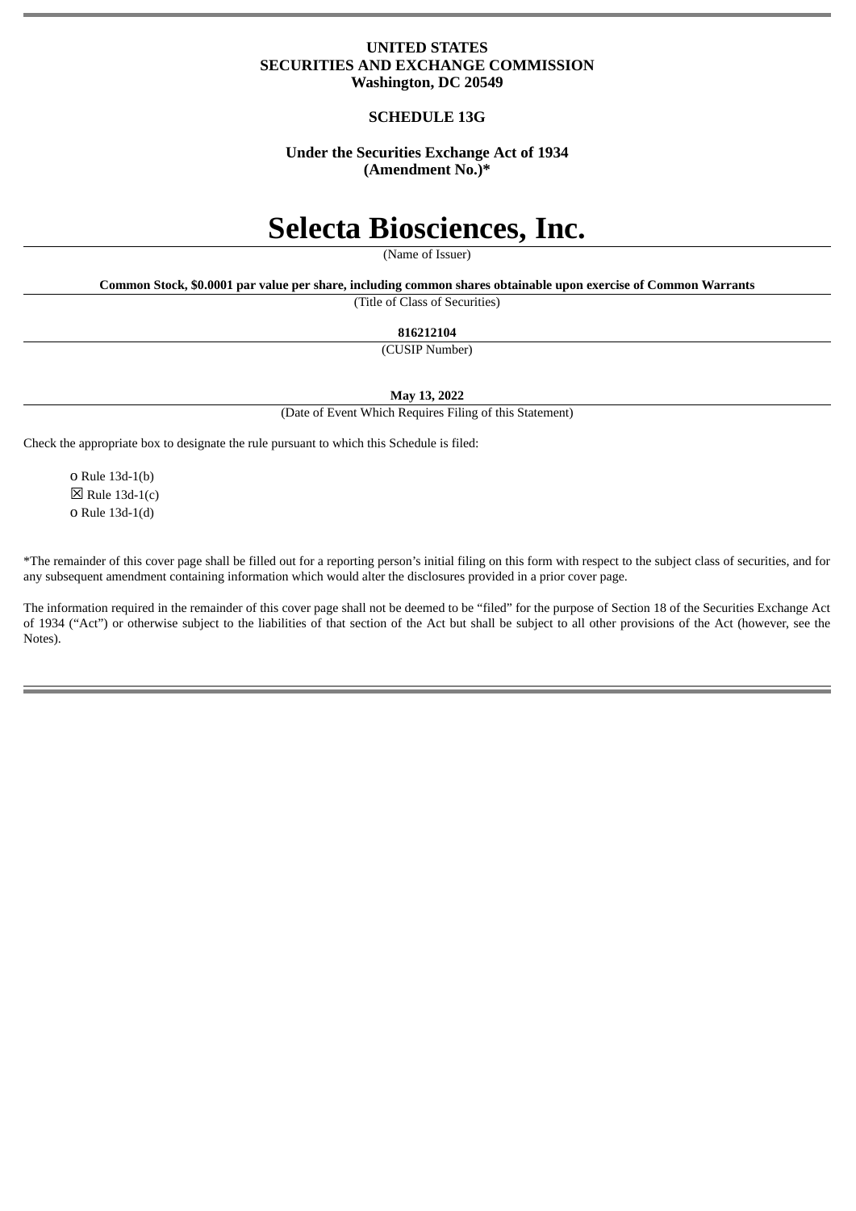**UNITED STATES**
**SECURITIES AND EXCHANGE COMMISSION**
**Washington, DC 20549**

**SCHEDULE 13G**

**Under the Securities Exchange Act of 1934**
**(Amendment No.)***

# Selecta Biosciences, Inc.

(Name of Issuer)

**Common Stock, $0.0001 par value per share, including common shares obtainable upon exercise of Common Warrants**

(Title of Class of Securities)

**816212104**

(CUSIP Number)

**May 13, 2022**

(Date of Event Which Requires Filing of this Statement)

Check the appropriate box to designate the rule pursuant to which this Schedule is filed:

o Rule 13d-1(b)
☒ Rule 13d-1(c)
o Rule 13d-1(d)

*The remainder of this cover page shall be filled out for a reporting person's initial filing on this form with respect to the subject class of securities, and for any subsequent amendment containing information which would alter the disclosures provided in a prior cover page.

The information required in the remainder of this cover page shall not be deemed to be "filed" for the purpose of Section 18 of the Securities Exchange Act of 1934 ("Act") or otherwise subject to the liabilities of that section of the Act but shall be subject to all other provisions of the Act (however, see the Notes).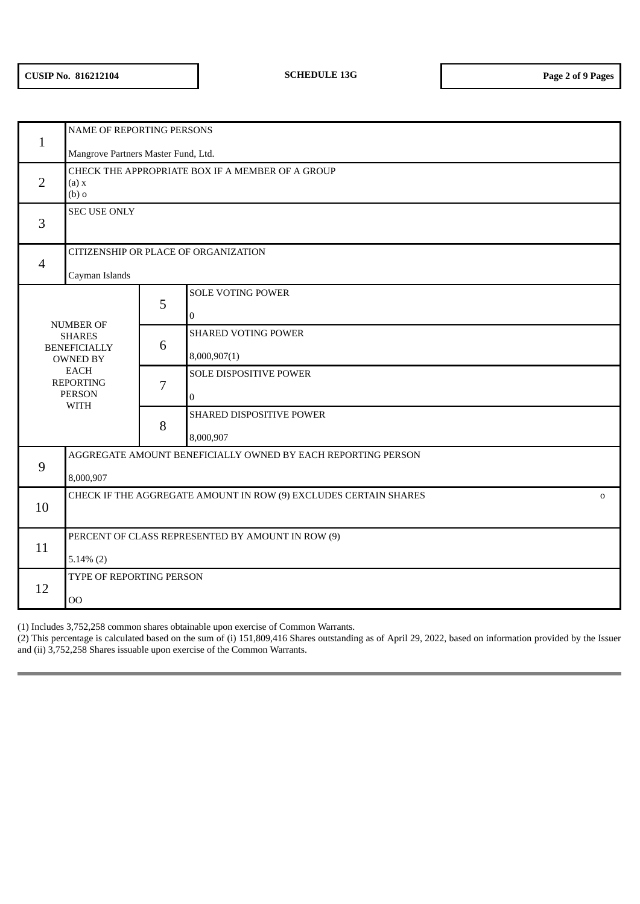| | | | |
|---|---|---|---|
| 1 | NAME OF REPORTING PERSONS<br><br>Mangrove Partners Master Fund, Ltd. | | |
| 2 | CHECK THE APPROPRIATE BOX IF A MEMBER OF A GROUP<br>(a) x<br>(b) o | | |
| 3 | SEC USE ONLY | | |
| 4 | CITIZENSHIP OR PLACE OF ORGANIZATION<br><br>Cayman Islands | | |
| NUMBER OF SHARES BENEFICIALLY OWNED BY EACH REPORTING PERSON WITH | | 5 | SOLE VOTING POWER<br><br>0 |
| | | 6 | SHARED VOTING POWER<br><br>8,000,907(1) |
| | | 7 | SOLE DISPOSITIVE POWER<br><br>0 |
| | | 8 | SHARED DISPOSITIVE POWER<br><br>8,000,907 |
| 9 | AGGREGATE AMOUNT BENEFICIALLY OWNED BY EACH REPORTING PERSON<br><br>8,000,907 | | |
| 10 | CHECK IF THE AGGREGATE AMOUNT IN ROW (9) EXCLUDES CERTAIN SHARES o | | |
| 11 | PERCENT OF CLASS REPRESENTED BY AMOUNT IN ROW (9)<br><br>5.14% (2) | | |
| 12 | TYPE OF REPORTING PERSON<br><br>OO | | |

(1) Includes 3,752,258 common shares obtainable upon exercise of Common Warrants.
(2) This percentage is calculated based on the sum of (i) 151,809,416 Shares outstanding as of April 29, 2022, based on information provided by the Issuer and (ii) 3,752,258 Shares issuable upon exercise of the Common Warrants.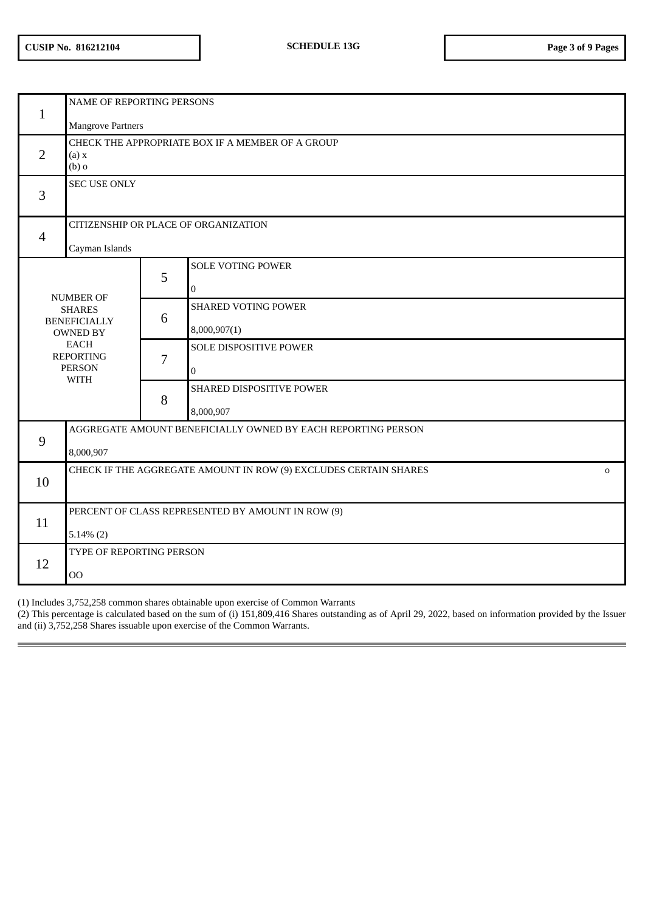| | | | |
|---|---|---|---|
| 1 | NAME OF REPORTING PERSONS<br><br>Mangrove Partners | | |
| 2 | CHECK THE APPROPRIATE BOX IF A MEMBER OF A GROUP<br>(a) x<br>(b) o | | |
| 3 | SEC USE ONLY | | |
| 4 | CITIZENSHIP OR PLACE OF ORGANIZATION<br><br>Cayman Islands | | |
| NUMBER OF SHARES BENEFICIALLY OWNED BY EACH REPORTING PERSON WITH | | 5 | SOLE VOTING POWER<br><br>0 |
| | | 6 | SHARED VOTING POWER<br><br>8,000,907(1) |
| | | 7 | SOLE DISPOSITIVE POWER<br><br>0 |
| | | 8 | SHARED DISPOSITIVE POWER<br><br>8,000,907 |
| 9 | AGGREGATE AMOUNT BENEFICIALLY OWNED BY EACH REPORTING PERSON<br><br>8,000,907 | | |
| 10 | CHECK IF THE AGGREGATE AMOUNT IN ROW (9) EXCLUDES CERTAIN SHARES o | | |
| 11 | PERCENT OF CLASS REPRESENTED BY AMOUNT IN ROW (9)<br><br>5.14% (2) | | |
| 12 | TYPE OF REPORTING PERSON<br><br>OO | | |

(1) Includes 3,752,258 common shares obtainable upon exercise of Common Warrants

(2) This percentage is calculated based on the sum of (i) 151,809,416 Shares outstanding as of April 29, 2022, based on information provided by the Issuer and (ii) 3,752,258 Shares issuable upon exercise of the Common Warrants.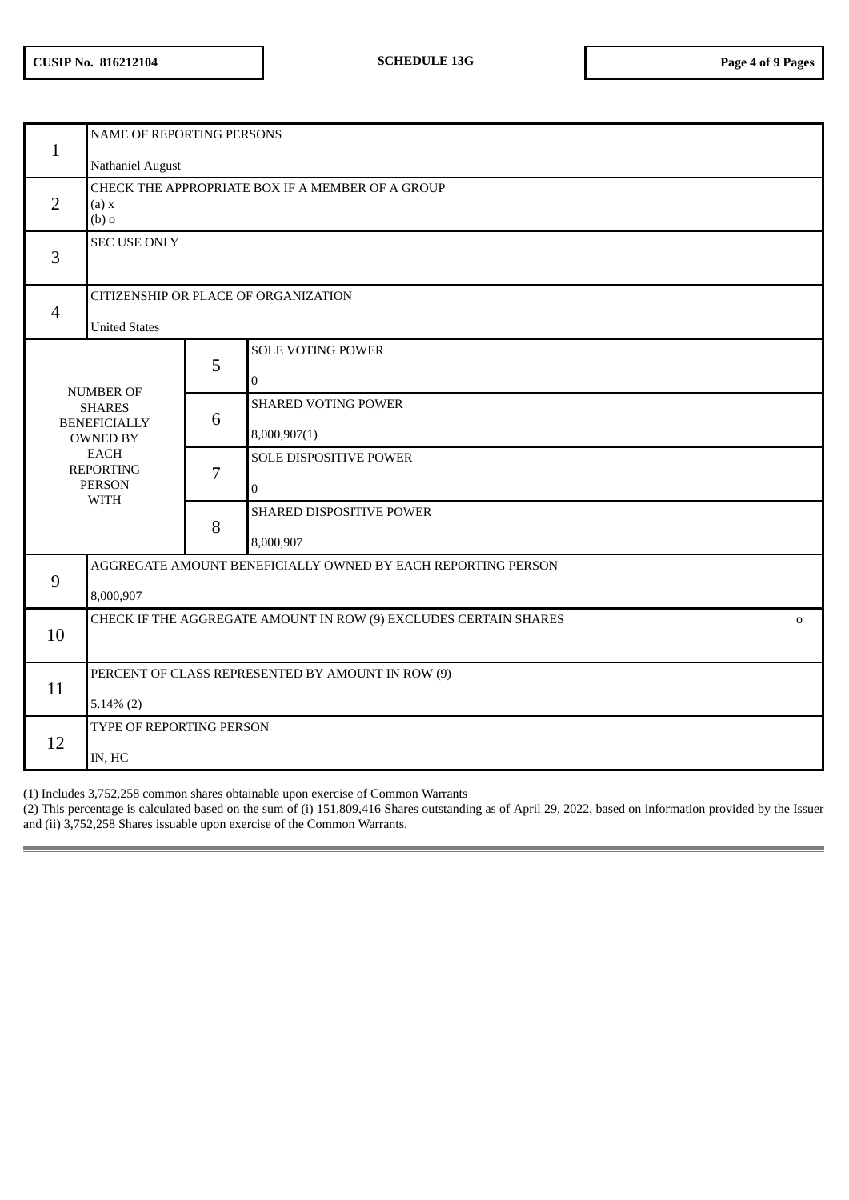| | | | |
|---|---|---|---|
| 1 | NAME OF REPORTING PERSONS<br><br>Nathaniel August | | |
| 2 | CHECK THE APPROPRIATE BOX IF A MEMBER OF A GROUP<br>(a) x<br>(b) o | | |
| 3 | SEC USE ONLY | | |
| 4 | CITIZENSHIP OR PLACE OF ORGANIZATION<br><br>United States | | |
| NUMBER OF SHARES BENEFICIALLY OWNED BY EACH REPORTING PERSON WITH | | 5 | SOLE VOTING POWER<br><br>0 |
| | | 6 | SHARED VOTING POWER<br><br>8,000,907(1) |
| | | 7 | SOLE DISPOSITIVE POWER<br><br>0 |
| | | 8 | SHARED DISPOSITIVE POWER<br><br>8,000,907 |
| 9 | AGGREGATE AMOUNT BENEFICIALLY OWNED BY EACH REPORTING PERSON<br><br>8,000,907 | | |
| 10 | CHECK IF THE AGGREGATE AMOUNT IN ROW (9) EXCLUDES CERTAIN SHARES o | | |
| 11 | PERCENT OF CLASS REPRESENTED BY AMOUNT IN ROW (9)<br><br>5.14% (2) | | |
| 12 | TYPE OF REPORTING PERSON<br><br>IN, HC | | |

(1) Includes 3,752,258 common shares obtainable upon exercise of Common Warrants

(2) This percentage is calculated based on the sum of (i) 151,809,416 Shares outstanding as of April 29, 2022, based on information provided by the Issuer and (ii) 3,752,258 Shares issuable upon exercise of the Common Warrants.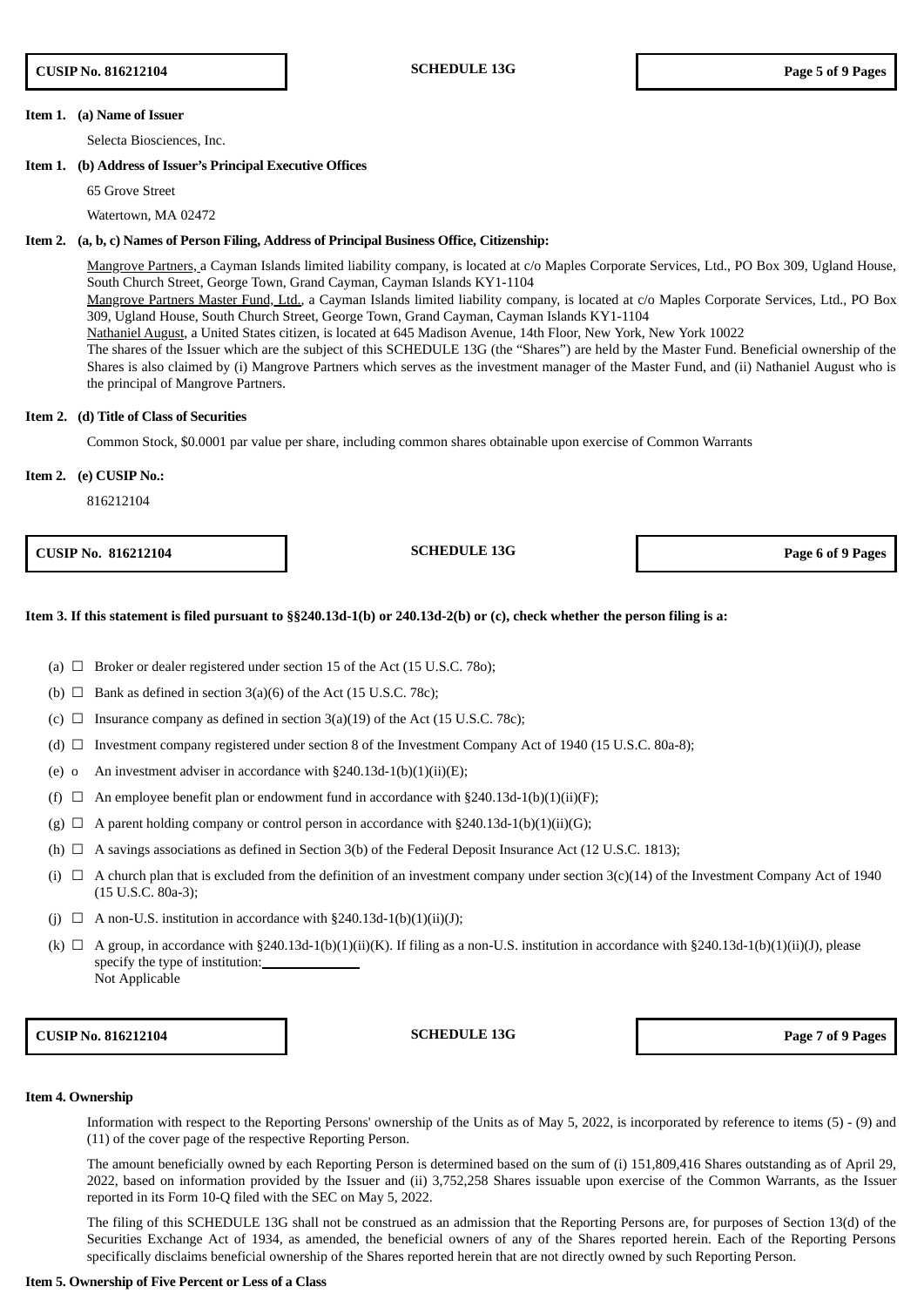**Item 1. (a) Name of Issuer**

Selecta Biosciences, Inc.

**Item 1. (b) Address of Issuer's Principal Executive Offices**

65 Grove Street

Watertown, MA 02472

**Item 2. (a, b, c) Names of Person Filing, Address of Principal Business Office, Citizenship:**

Mangrove Partners, a Cayman Islands limited liability company, is located at c/o Maples Corporate Services, Ltd., PO Box 309, Ugland House, South Church Street, George Town, Grand Cayman, Cayman Islands KY1-1104
Mangrove Partners Master Fund, Ltd., a Cayman Islands limited liability company, is located at c/o Maples Corporate Services, Ltd., PO Box 309, Ugland House, South Church Street, George Town, Grand Cayman, Cayman Islands KY1-1104
Nathaniel August, a United States citizen, is located at 645 Madison Avenue, 14th Floor, New York, New York 10022
The shares of the Issuer which are the subject of this SCHEDULE 13G (the "Shares") are held by the Master Fund. Beneficial ownership of the Shares is also claimed by (i) Mangrove Partners which serves as the investment manager of the Master Fund, and (ii) Nathaniel August who is the principal of Mangrove Partners.

**Item 2. (d) Title of Class of Securities**

Common Stock, $0.0001 par value per share, including common shares obtainable upon exercise of Common Warrants

**Item 2. (e) CUSIP No.:**

816212104

**Item 3. If this statement is filed pursuant to §§240.13d-1(b) or 240.13d-2(b) or (c), check whether the person filing is a:**

(a) ☐ Broker or dealer registered under section 15 of the Act (15 U.S.C. 78o);

(b) ☐ Bank as defined in section 3(a)(6) of the Act (15 U.S.C. 78c);

(c) ☐ Insurance company as defined in section 3(a)(19) of the Act (15 U.S.C. 78c);

(d) ☐ Investment company registered under section 8 of the Investment Company Act of 1940 (15 U.S.C. 80a-8);

(e) o An investment adviser in accordance with §240.13d-1(b)(1)(ii)(E);

(f) ☐ An employee benefit plan or endowment fund in accordance with §240.13d-1(b)(1)(ii)(F);

(g) ☐ A parent holding company or control person in accordance with §240.13d-1(b)(1)(ii)(G);

(h) ☐ A savings associations as defined in Section 3(b) of the Federal Deposit Insurance Act (12 U.S.C. 1813);

(i) ☐ A church plan that is excluded from the definition of an investment company under section 3(c)(14) of the Investment Company Act of 1940 (15 U.S.C. 80a-3);

(j) ☐ A non-U.S. institution in accordance with §240.13d-1(b)(1)(ii)(J);

(k) ☐ A group, in accordance with §240.13d-1(b)(1)(ii)(K). If filing as a non-U.S. institution in accordance with §240.13d-1(b)(1)(ii)(J), please specify the type of institution: \_\_\_\_\_\_\_\_\_\_\_\_\_\_
Not Applicable

**Item 4. Ownership**

Information with respect to the Reporting Persons' ownership of the Units as of May 5, 2022, is incorporated by reference to items (5) - (9) and (11) of the cover page of the respective Reporting Person.

The amount beneficially owned by each Reporting Person is determined based on the sum of (i) 151,809,416 Shares outstanding as of April 29, 2022, based on information provided by the Issuer and (ii) 3,752,258 Shares issuable upon exercise of the Common Warrants, as the Issuer reported in its Form 10-Q filed with the SEC on May 5, 2022.

The filing of this SCHEDULE 13G shall not be construed as an admission that the Reporting Persons are, for purposes of Section 13(d) of the Securities Exchange Act of 1934, as amended, the beneficial owners of any of the Shares reported herein. Each of the Reporting Persons specifically disclaims beneficial ownership of the Shares reported herein that are not directly owned by such Reporting Person.

**Item 5. Ownership of Five Percent or Less of a Class**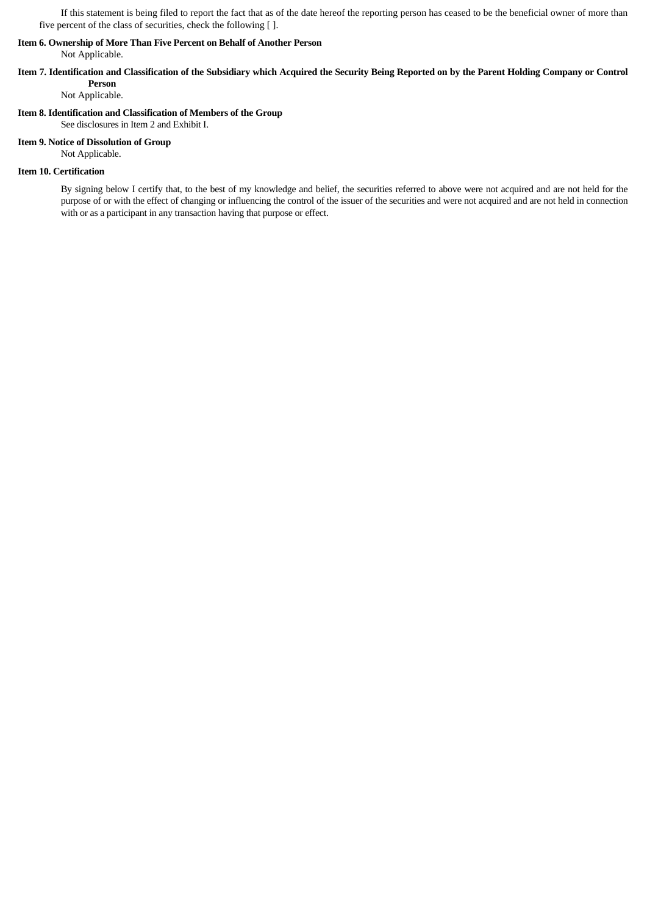If this statement is being filed to report the fact that as of the date hereof the reporting person has ceased to be the beneficial owner of more than five percent of the class of securities, check the following [ ].

**Item 6. Ownership of More Than Five Percent on Behalf of Another Person**

Not Applicable.

**Item 7. Identification and Classification of the Subsidiary which Acquired the Security Being Reported on by the Parent Holding Company or Control Person**

Not Applicable.

**Item 8. Identification and Classification of Members of the Group**

See disclosures in Item 2 and Exhibit I.

**Item 9. Notice of Dissolution of Group**

Not Applicable.

**Item 10. Certification**

By signing below I certify that, to the best of my knowledge and belief, the securities referred to above were not acquired and are not held for the purpose of or with the effect of changing or influencing the control of the issuer of the securities and were not acquired and are not held in connection with or as a participant in any transaction having that purpose or effect.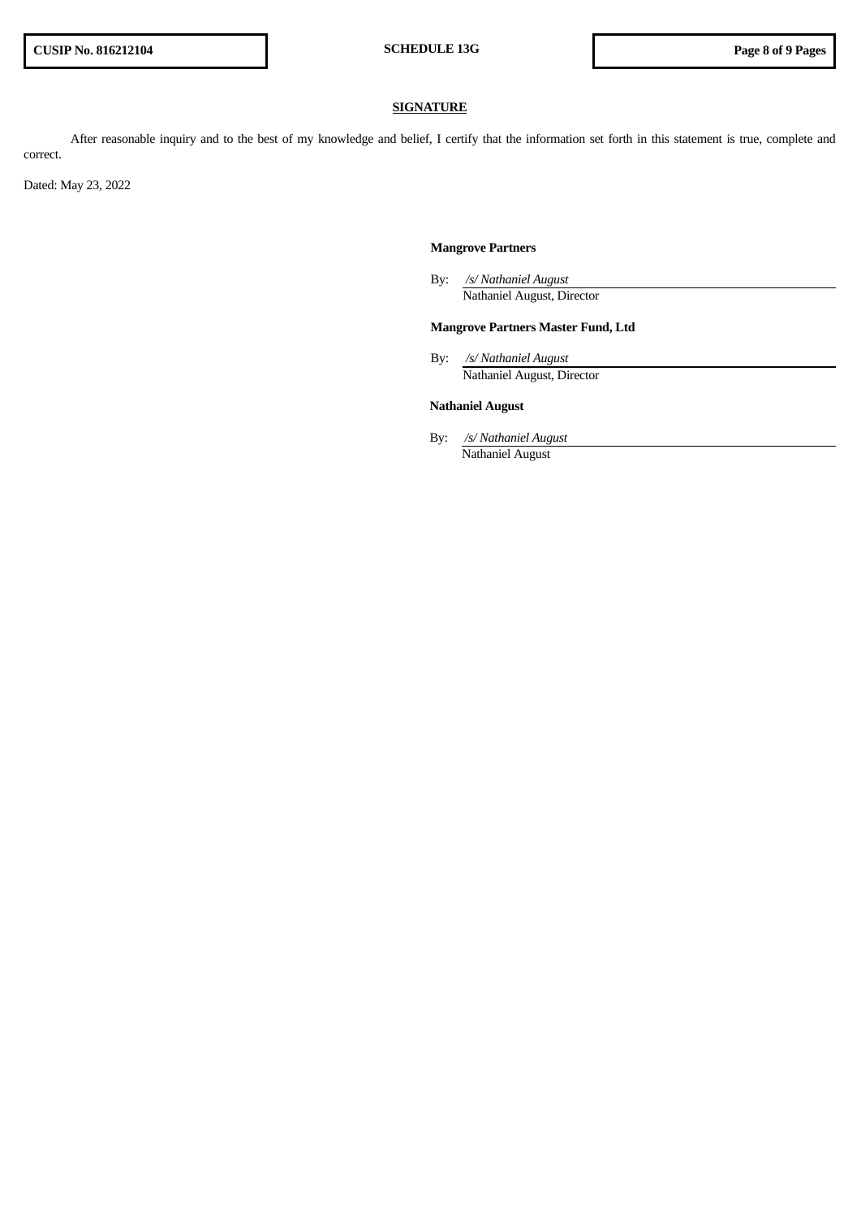## SIGNATURE

After reasonable inquiry and to the best of my knowledge and belief, I certify that the information set forth in this statement is true, complete and correct.

Dated: May 23, 2022

**Mangrove Partners**

By: */s/ Nathaniel August*
Nathaniel August, Director

**Mangrove Partners Master Fund, Ltd**

By: */s/ Nathaniel August*
Nathaniel August, Director

**Nathaniel August**

By: */s/ Nathaniel August*
Nathaniel August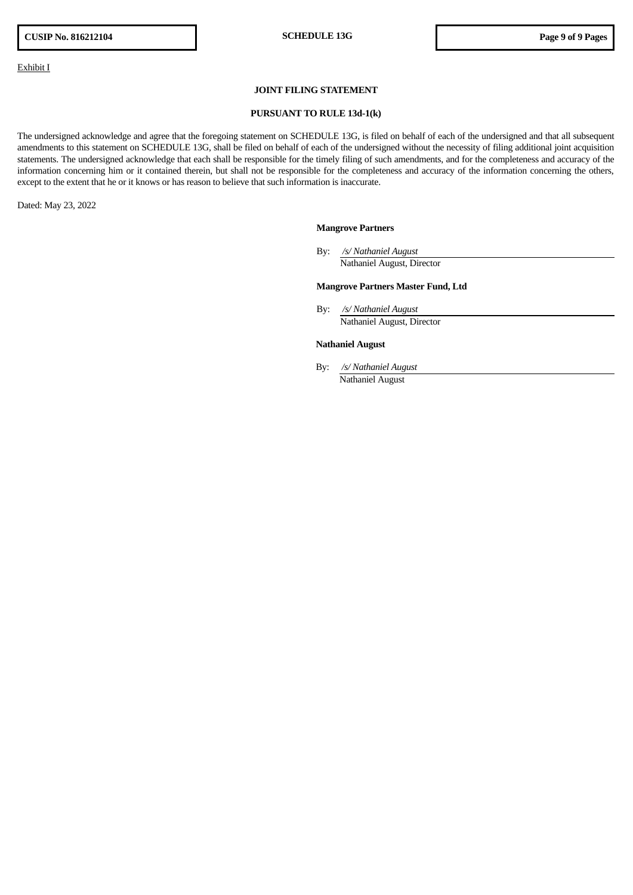Exhibit I

**JOINT FILING STATEMENT**

**PURSUANT TO RULE 13d-1(k)**

The undersigned acknowledge and agree that the foregoing statement on SCHEDULE 13G, is filed on behalf of each of the undersigned and that all subsequent amendments to this statement on SCHEDULE 13G, shall be filed on behalf of each of the undersigned without the necessity of filing additional joint acquisition statements. The undersigned acknowledge that each shall be responsible for the timely filing of such amendments, and for the completeness and accuracy of the information concerning him or it contained therein, but shall not be responsible for the completeness and accuracy of the information concerning the others, except to the extent that he or it knows or has reason to believe that such information is inaccurate.

Dated: May 23, 2022

**Mangrove Partners**

By: */s/ Nathaniel August*
Nathaniel August, Director

**Mangrove Partners Master Fund, Ltd**

By: */s/ Nathaniel August*
Nathaniel August, Director

**Nathaniel August**

By: */s/ Nathaniel August*
Nathaniel August